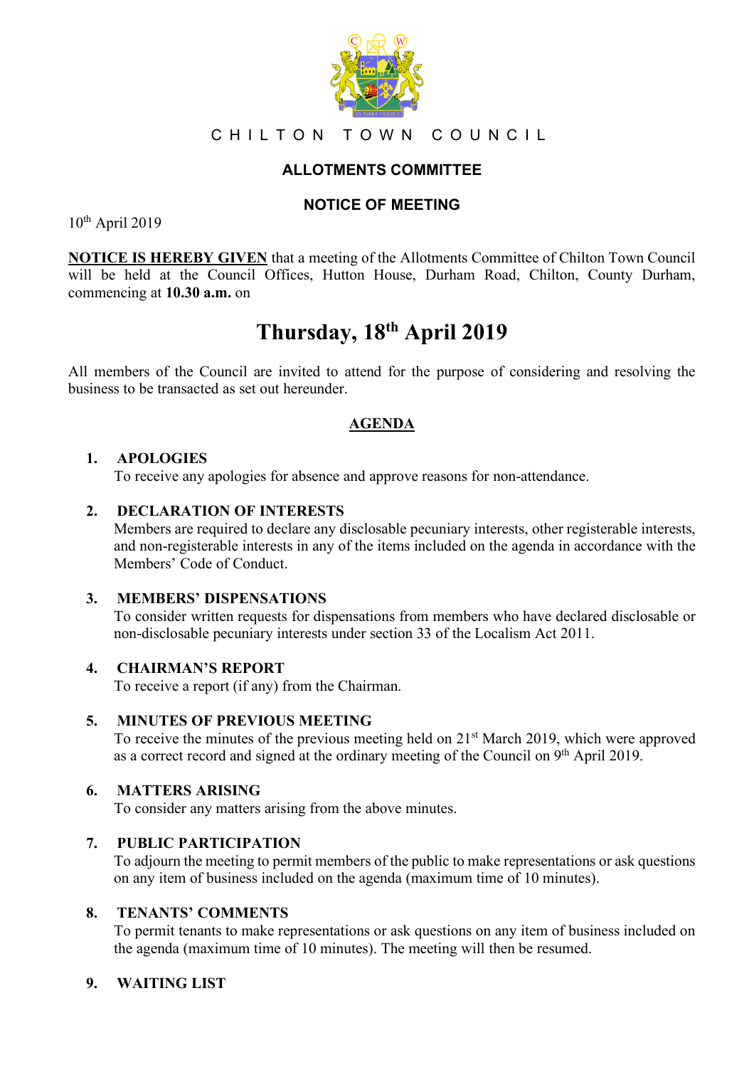# CHILTON TOWN COUNCIL

## ALLOTMENTS COMMITTEE

## NOTICE OF MEETING

10th April 2019

**NOTICE IS HEREBY GIVEN** that a meeting of the Allotments Committee of Chilton Town Council will be held at the Council Offices, Hutton House, Durham Road, Chilton, County Durham, commencing at **10.30 a.m.** on

# Thursday, 18th April 2019

All members of the Council are invited to attend for the purpose of considering and resolving the business to be transacted as set out hereunder.

## AGENDA

1. **APOLOGIES**
   To receive any apologies for absence and approve reasons for non-attendance.

2. **DECLARATION OF INTERESTS**
   Members are required to declare any disclosable pecuniary interests, other registerable interests, and non-registerable interests in any of the items included on the agenda in accordance with the Members' Code of Conduct.

3. **MEMBERS' DISPENSATIONS**
   To consider written requests for dispensations from members who have declared disclosable or non-disclosable pecuniary interests under section 33 of the Localism Act 2011.

4. **CHAIRMAN'S REPORT**
   To receive a report (if any) from the Chairman.

5. **MINUTES OF PREVIOUS MEETING**
   To receive the minutes of the previous meeting held on 21st March 2019, which were approved as a correct record and signed at the ordinary meeting of the Council on 9th April 2019.

6. **MATTERS ARISING**
   To consider any matters arising from the above minutes.

7. **PUBLIC PARTICIPATION**
   To adjourn the meeting to permit members of the public to make representations or ask questions on any item of business included on the agenda (maximum time of 10 minutes).

8. **TENANTS' COMMENTS**
   To permit tenants to make representations or ask questions on any item of business included on the agenda (maximum time of 10 minutes). The meeting will then be resumed.

9. **WAITING LIST**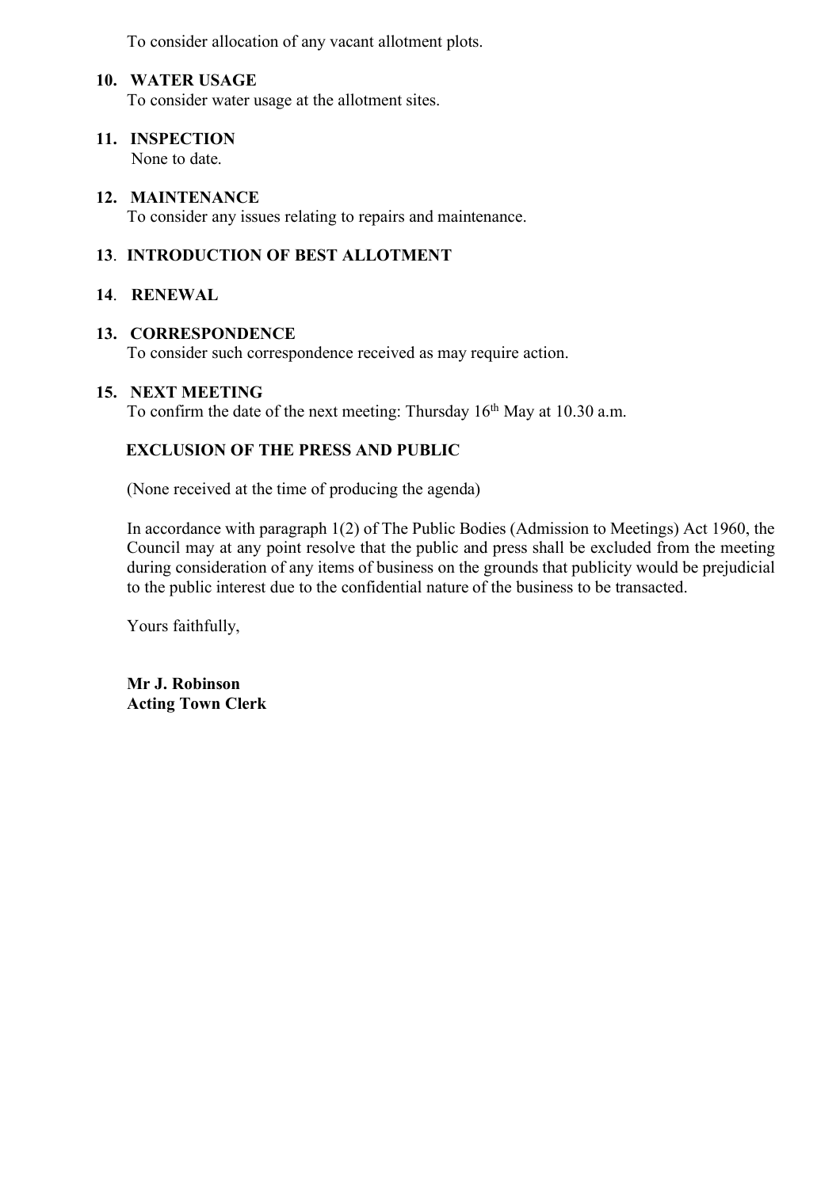To consider allocation of any vacant allotment plots.

**10. WATER USAGE**
To consider water usage at the allotment sites.

**11. INSPECTION**
None to date.

**12. MAINTENANCE**
To consider any issues relating to repairs and maintenance.

**13. INTRODUCTION OF BEST ALLOTMENT**

**14. RENEWAL**

**13. CORRESPONDENCE**
To consider such correspondence received as may require action.

**15. NEXT MEETING**
To confirm the date of the next meeting: Thursday 16th May at 10.30 a.m.

**EXCLUSION OF THE PRESS AND PUBLIC**

(None received at the time of producing the agenda)

In accordance with paragraph 1(2) of The Public Bodies (Admission to Meetings) Act 1960, the Council may at any point resolve that the public and press shall be excluded from the meeting during consideration of any items of business on the grounds that publicity would be prejudicial to the public interest due to the confidential nature of the business to be transacted.

Yours faithfully,

**Mr J. Robinson**
**Acting Town Clerk**